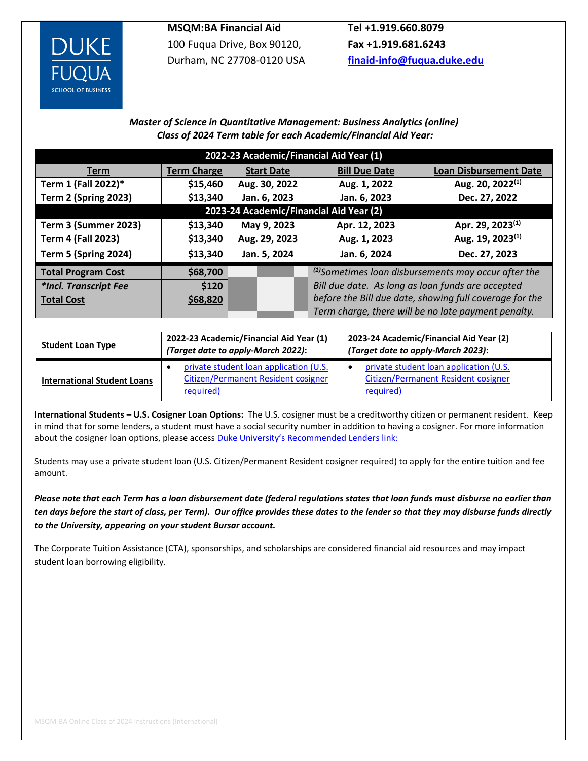**DUKE FUQUA SCHOOL OF BUSINESS**

**MSQM:BA Financial Aid**
100 Fuqua Drive, Box 90120,
Durham, NC 27708-0120 USA

**Tel +1.919.660.8079**
**Fax +1.919.681.6243**
**finaid-info@fuqua.duke.edu**

***Master of Science in Quantitative Management: Business Analytics (online)***
***Class of 2024 Term table for each Academic/Financial Aid Year:***

| Term | Term Charge | Start Date | Bill Due Date | Loan Disbursement Date |
|---|---|---|---|---|
| **2022-23 Academic/Financial Aid Year (1)** | | | | |
| **Term 1 (Fall 2022)*** | **$15,460** | **Aug. 30, 2022** | **Aug. 1, 2022** | **Aug. 20, 2022**[(1)] |
| **Term 2 (Spring 2023)** | **$13,340** | **Jan. 6, 2023** | **Jan. 6, 2023** | **Dec. 27, 2022** |
| **2023-24 Academic/Financial Aid Year (2)** | | | | |
| **Term 3 (Summer 2023)** | **$13,340** | **May 9, 2023** | **Apr. 12, 2023** | **Apr. 29, 2023**[(1)] |
| **Term 4 (Fall 2023)** | **$13,340** | **Aug. 29, 2023** | **Aug. 1, 2023** | **Aug. 19, 2023**[(1)] |
| **Term 5 (Spring 2024)** | **$13,340** | **Jan. 5, 2024** | **Jan. 6, 2024** | **Dec. 27, 2023** |
| **Total Program Cost** | **$68,700** | | *[(1)]Sometimes loan disbursements may occur after the Bill due date. As long as loan funds are accepted before the Bill due date, showing full coverage for the Term charge, there will be no late payment penalty.* | |
| ***\*Incl. Transcript Fee*** | **$120** | | | |
| **Total Cost** | **$68,820** | | | |

| Student Loan Type | 2022-23 Academic/Financial Aid Year (1) *(Target date to apply-March 2022)*: | 2023-24 Academic/Financial Aid Year (2) *(Target date to apply-March 2023)*: |
|---|---|---|
| **International Student Loans** | • private student loan application (U.S. Citizen/Permanent Resident cosigner required) | • private student loan application (U.S. Citizen/Permanent Resident cosigner required) |

**International Students – U.S. Cosigner Loan Options:** The U.S. cosigner must be a creditworthy citizen or permanent resident. Keep in mind that for some lenders, a student must have a social security number in addition to having a cosigner. For more information about the cosigner loan options, please access Duke University's Recommended Lenders link:

Students may use a private student loan (U.S. Citizen/Permanent Resident cosigner required) to apply for the entire tuition and fee amount.

***Please note that each Term has a loan disbursement date (federal regulations states that loan funds must disburse no earlier than ten days before the start of class, per Term). Our office provides these dates to the lender so that they may disburse funds directly to the University, appearing on your student Bursar account.***

The Corporate Tuition Assistance (CTA), sponsorships, and scholarships are considered financial aid resources and may impact student loan borrowing eligibility.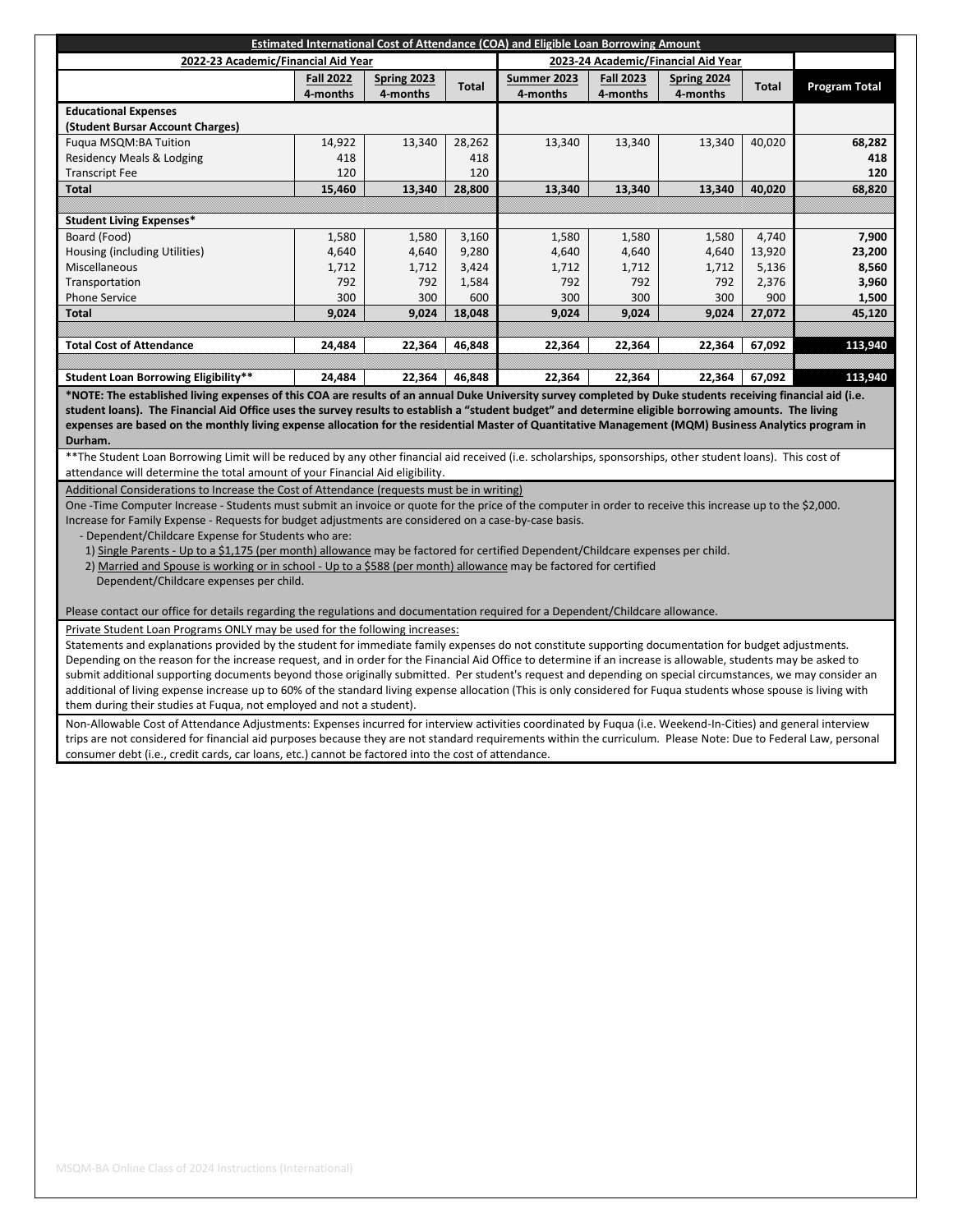| Estimated International Cost of Attendance (COA) and Eligible Loan Borrowing Amount | | | | | | | | |
|---|---|---|---|---|---|---|---|---|
| 2022-23 Academic/Financial Aid Year | | | | 2023-24 Academic/Financial Aid Year | | | | |
| | Fall 2022 4-months | Spring 2023 4-months | Total | Summer 2023 4-months | Fall 2023 4-months | Spring 2024 4-months | Total | Program Total |
| **Educational Expenses (Student Bursar Account Charges)** | | | | | | | | |
| Fuqua MSQM:BA Tuition | 14,922 | 13,340 | 28,262 | 13,340 | 13,340 | 13,340 | 40,020 | **68,282** |
| Residency Meals & Lodging | 418 | | 418 | | | | | **418** |
| Transcript Fee | 120 | | 120 | | | | | **120** |
| **Total** | **15,460** | **13,340** | **28,800** | **13,340** | **13,340** | **13,340** | **40,020** | **68,820** |
| **Student Living Expenses*** | | | | | | | | |
| Board (Food) | 1,580 | 1,580 | 3,160 | 1,580 | 1,580 | 1,580 | 4,740 | **7,900** |
| Housing (including Utilities) | 4,640 | 4,640 | 9,280 | 4,640 | 4,640 | 4,640 | 13,920 | **23,200** |
| Miscellaneous | 1,712 | 1,712 | 3,424 | 1,712 | 1,712 | 1,712 | 5,136 | **8,560** |
| Transportation | 792 | 792 | 1,584 | 792 | 792 | 792 | 2,376 | **3,960** |
| Phone Service | 300 | 300 | 600 | 300 | 300 | 300 | 900 | **1,500** |
| **Total** | **9,024** | **9,024** | **18,048** | **9,024** | **9,024** | **9,024** | **27,072** | **45,120** |
| **Total Cost of Attendance** | **24,484** | **22,364** | **46,848** | **22,364** | **22,364** | **22,364** | **67,092** | **113,940** |
| **Student Loan Borrowing Eligibility**** | **24,484** | **22,364** | **46,848** | **22,364** | **22,364** | **22,364** | **67,092** | **113,940** |

**\*NOTE: The established living expenses of this COA are results of an annual Duke University survey completed by Duke students receiving financial aid (i.e. student loans). The Financial Aid Office uses the survey results to establish a "student budget" and determine eligible borrowing amounts. The living expenses are based on the monthly living expense allocation for the residential Master of Quantitative Management (MQM) Business Analytics program in Durham.**

**The Student Loan Borrowing Limit will be reduced by any other financial aid received (i.e. scholarships, sponsorships, other student loans). This cost of attendance will determine the total amount of your Financial Aid eligibility.

Additional Considerations to Increase the Cost of Attendance (requests must be in writing)

One -Time Computer Increase - Students must submit an invoice or quote for the price of the computer in order to receive this increase up to the $2,000.

Increase for Family Expense - Requests for budget adjustments are considered on a case-by-case basis.

- Dependent/Childcare Expense for Students who are:
  1) Single Parents - Up to a $1,175 (per month) allowance may be factored for certified Dependent/Childcare expenses per child.
  2) Married and Spouse is working or in school - Up to a $588 (per month) allowance may be factored for certified Dependent/Childcare expenses per child.

Please contact our office for details regarding the regulations and documentation required for a Dependent/Childcare allowance.

Private Student Loan Programs ONLY may be used for the following increases:

Statements and explanations provided by the student for immediate family expenses do not constitute supporting documentation for budget adjustments. Depending on the reason for the increase request, and in order for the Financial Aid Office to determine if an increase is allowable, students may be asked to submit additional supporting documents beyond those originally submitted. Per student's request and depending on special circumstances, we may consider an additional of living expense increase up to 60% of the standard living expense allocation (This is only considered for Fuqua students whose spouse is living with them during their studies at Fuqua, not employed and not a student).

Non-Allowable Cost of Attendance Adjustments: Expenses incurred for interview activities coordinated by Fuqua (i.e. Weekend-In-Cities) and general interview trips are not considered for financial aid purposes because they are not standard requirements within the curriculum. Please Note: Due to Federal Law, personal consumer debt (i.e., credit cards, car loans, etc.) cannot be factored into the cost of attendance.